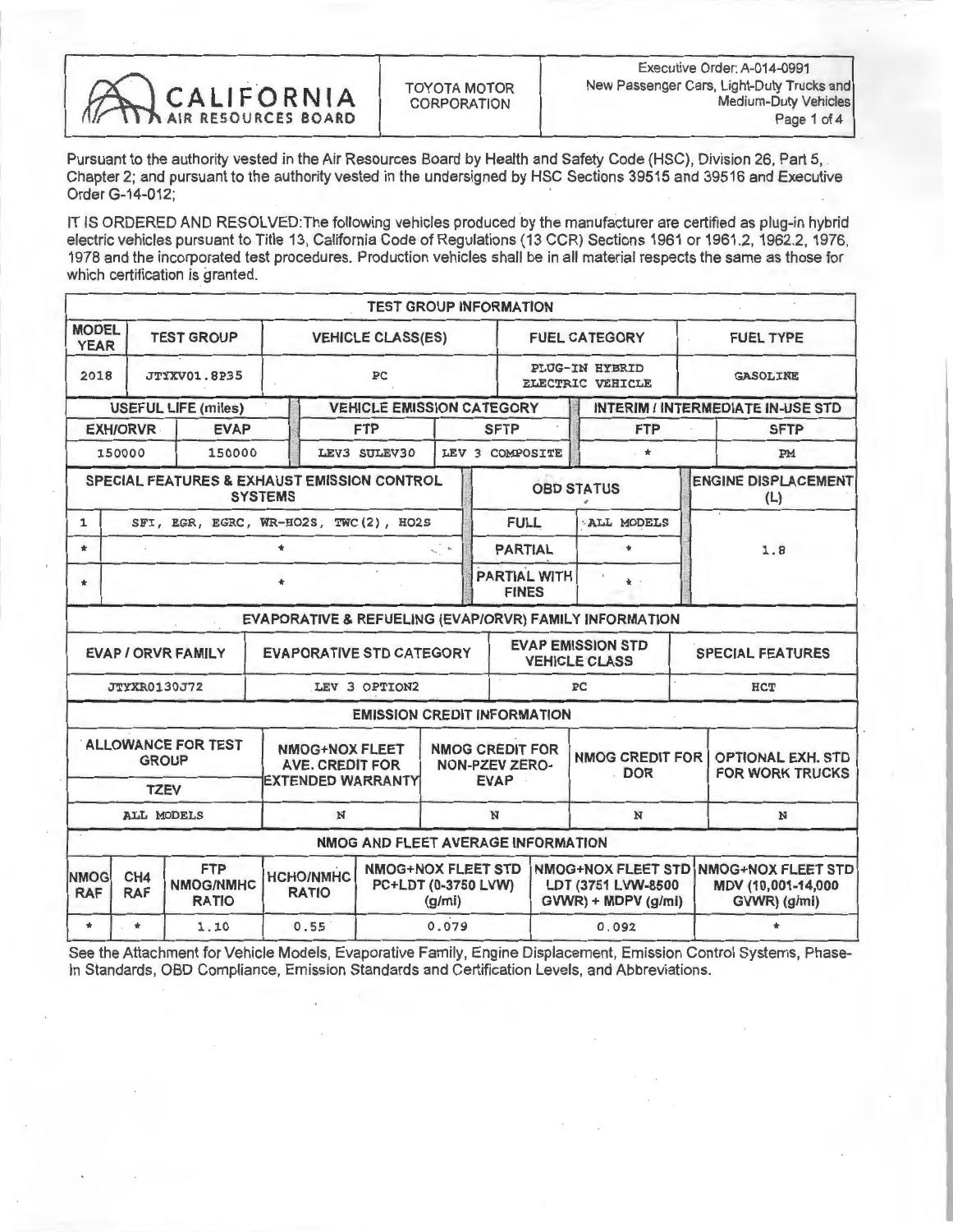CALIFORNIA AIR RESOURCES BOARD | TOYOTA MOTOR CORPORATION | Executive Order: A-014-0991 New Passenger Cars, Light-Duty Trucks and Medium-Duty Vehicles

Pursuant to the authority vested in the Air Resources Board by Health and Safety Code (HSC), Division 26, Part 5, Chapter 2; and pursuant to the authority vested in the undersigned by HSC Sections 39515 and 39516 and Executive Order G-14-012;

IT IS ORDERED AND RESOLVED:The following vehicles produced by the manufacturer are certified as plug-in hybrid electric vehicles pursuant to Title 13, California Code of Regulations (13 CCR) Sections 1961 or 1961.2, 1962.2, 1976, 1978 and the incorporated test procedures. Production vehicles shall be in all material respects the same as those for which certification is granted.

**TEST GROUP INFORMATION**

| MODEL YEAR | TEST GROUP | VEHICLE CLASS(ES) | FUEL CATEGORY | FUEL TYPE |
|---|---|---|---|---|
| 2018 | JTYXV01.8P35 | PC | PLUG-IN HYBRID ELECTRIC VEHICLE | GASOLINE |

| USEFUL LIFE (miles) | | VEHICLE EMISSION CATEGORY | | INTERIM / INTERMEDIATE IN-USE STD | |
|---|---|---|---|---|---|
| EXH/ORVR | EVAP | FTP | SFTP | FTP | SFTP |
| 150000 | 150000 | LEV3 SULEV30 | LEV 3 COMPOSITE | * | PM |

| SPECIAL FEATURES & EXHAUST EMISSION CONTROL SYSTEMS | | OBD STATUS | | ENGINE DISPLACEMENT (L) |
|---|---|---|---|---|
| 1 | SFI, EGR, EGRC, WR-HO2S, TWC(2), HO2S | FULL | ALL MODELS | 1.8 |
| * | * | PARTIAL | * | |
| * | * | PARTIAL WITH FINES | * | |

**EVAPORATIVE & REFUELING (EVAP/ORVR) FAMILY INFORMATION**

| EVAP / ORVR FAMILY | EVAPORATIVE STD CATEGORY | EVAP EMISSION STD VEHICLE CLASS | SPECIAL FEATURES |
|---|---|---|---|
| JTYXR0130J72 | LEV 3 OPTION2 | PC | HCT |

**EMISSION CREDIT INFORMATION**

| ALLOWANCE FOR TEST GROUP TZEV | NMOG+NOX FLEET AVE. CREDIT FOR EXTENDED WARRANTY | NMOG CREDIT FOR NON-PZEV ZERO-EVAP | NMOG CREDIT FOR DOR | OPTIONAL EXH. STD FOR WORK TRUCKS |
|---|---|---|---|---|
| ALL MODELS | N | N | N | N |

**NMOG AND FLEET AVERAGE INFORMATION**

| NMOG RAF | CH4 RAF | FTP NMOG/NMHC RATIO | HCHO/NMHC RATIO | NMOG+NOX FLEET STD PC+LDT (0-3750 LVW) (g/mi) | NMOG+NOX FLEET STD LDT (3751 LVW-8500 GVWR) + MDPV (g/mi) | NMOG+NOX FLEET STD MDV (10,001-14,000 GVWR) (g/mi) |
|---|---|---|---|---|---|---|
| * | * | 1.10 | 0.55 | 0.079 | 0.092 | * |

See the Attachment for Vehicle Models, Evaporative Family, Engine Displacement, Emission Control Systems, Phase-In Standards, OBD Compliance, Emission Standards and Certification Levels, and Abbreviations.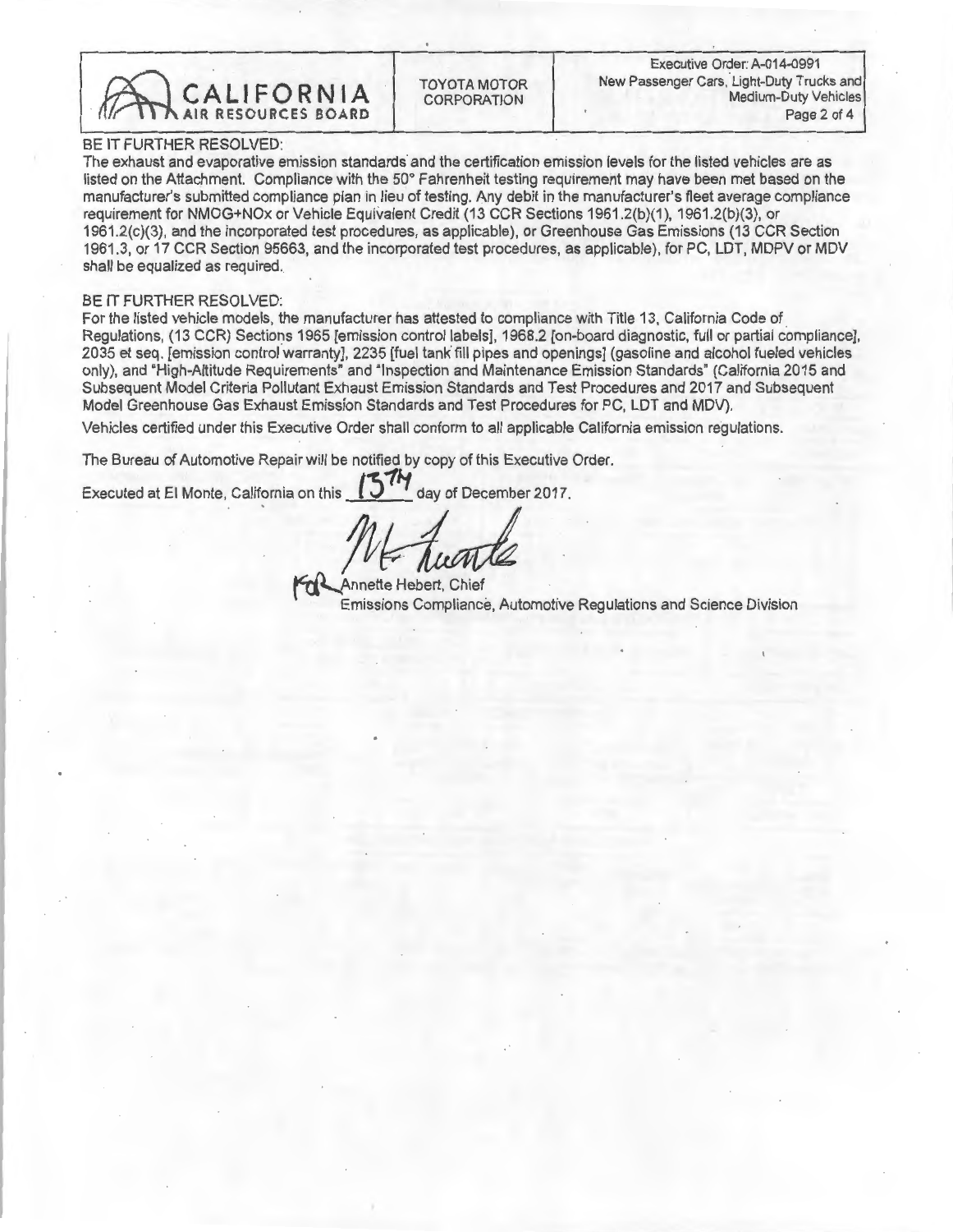BE IT FURTHER RESOLVED:
The exhaust and evaporative emission standards and the certification emission levels for the listed vehicles are as listed on the Attachment. Compliance with the 50° Fahrenheit testing requirement may have been met based on the manufacturer's submitted compliance plan in lieu of testing. Any debit in the manufacturer's fleet average compliance requirement for NMOG+NOx or Vehicle Equivalent Credit (13 CCR Sections 1961.2(b)(1), 1961.2(b)(3), or 1961.2(c)(3), and the incorporated test procedures, as applicable), or Greenhouse Gas Emissions (13 CCR Section 1961.3, or 17 CCR Section 95663, and the incorporated test procedures, as applicable), for PC, LDT, MDPV or MDV shall be equalized as required.

BE IT FURTHER RESOLVED:
For the listed vehicle models, the manufacturer has attested to compliance with Title 13, California Code of Regulations, (13 CCR) Sections 1965 [emission control labels], 1968.2 [on-board diagnostic, full or partial compliance], 2035 et seq. [emission control warranty], 2235 [fuel tank fill pipes and openings] (gasoline and alcohol fueled vehicles only), and "High-Altitude Requirements" and "Inspection and Maintenance Emission Standards" (California 2015 and Subsequent Model Criteria Pollutant Exhaust Emission Standards and Test Procedures and 2017 and Subsequent Model Greenhouse Gas Exhaust Emission Standards and Test Procedures for PC, LDT and MDV).

Vehicles certified under this Executive Order shall conform to all applicable California emission regulations.

The Bureau of Automotive Repair will be notified by copy of this Executive Order.

Executed at El Monte, California on this 13TH day of December 2017.

For Annette Hebert, Chief
Emissions Compliance, Automotive Regulations and Science Division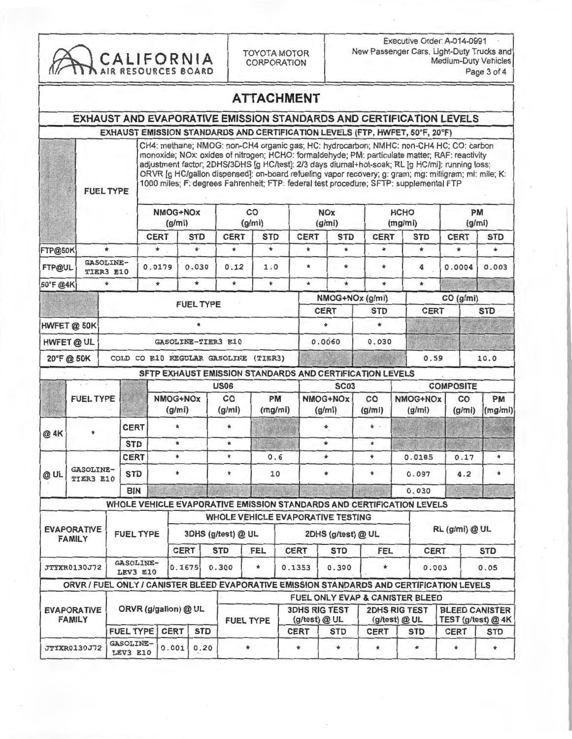CALIFORNIA AIR RESOURCES BOARD | TOYOTA MOTOR CORPORATION | Executive Order: A-014-0991 New Passenger Cars, Light-Duty Trucks and Medium-Duty Vehicles

# ATTACHMENT

## EXHAUST AND EVAPORATIVE EMISSION STANDARDS AND CERTIFICATION LEVELS

### EXHAUST EMISSION STANDARDS AND CERTIFICATION LEVELS (FTP, HWFET, 50°F, 20°F)

CH4: methane; NMOG: non-CH4 organic gas; HC: hydrocarbon; NMHC: non-CH4 HC; CO: carbon monoxide; NOx: oxides of nitrogen; HCHO: formaldehyde; PM: particulate matter; RAF: reactivity adjustment factor; 2DHS/3DHS [g HC/test]: 2/3 days diurnal+hot-soak; RL [g HC/mi]: running loss; ORVR [g HC/gallon dispensed]: on-board refueling vapor recovery; g: gram; mg: milligram; mi: mile; K: 1000 miles; F: degrees Fahrenheit; FTP: federal test procedure; SFTP: supplemental FTP

| | FUEL TYPE | NMOG+NOx (g/mi) | | CO (g/mi) | | NOx (g/mi) | | HCHO (mg/mi) | | PM (g/mi) | |
|---|---|---|---|---|---|---|---|---|---|---|---|
| | | CERT | STD | CERT | STD | CERT | STD | CERT | STD | CERT | STD |
| FTP@50K | * | * | * | * | * | * | * | * | * | * | * |
| FTP@UL | GASOLINE-TIER3 E10 | 0.0179 | 0.030 | 0.12 | 1.0 | * | * | * | 4 | 0.0004 | 0.003 |
| 50°F @4K | * | * | * | * | * | * | * | * | * | | |

| | FUEL TYPE | NMOG+NOx (g/mi) | | CO (g/mi) | |
|---|---|---|---|---|---|
| | | CERT | STD | CERT | STD |
| HWFET @ 50K | * | * | * | | |
| HWFET @ UL | GASOLINE-TIER3 E10 | 0.0060 | 0.030 | | |
| 20°F @ 50K | COLD CO E10 REGULAR GASOLINE (TIER3) | | | 0.59 | 10.0 |

### SFTP EXHAUST EMISSION STANDARDS AND CERTIFICATION LEVELS

| | FUEL TYPE | | US06 | | | SC03 | | COMPOSITE | | |
|---|---|---|---|---|---|---|---|---|---|---|
| | | | NMOG+NOx (g/mi) | CO (g/mi) | PM (mg/mi) | NMOG+NOx (g/mi) | CO (g/mi) | NMOG+NOx (g/mi) | CO (g/mi) | PM (mg/mi) |
| @ 4K | * | CERT | * | * | | * | * | | | |
| | | STD | * | * | | * | * | | | |
| @ UL | GASOLINE-TIER3 E10 | CERT | * | * | 0.6 | * | * | 0.0185 | 0.17 | * |
| | | STD | * | * | 10 | * | * | 0.097 | 4.2 | * |
| | | BIN | | | | | | 0.030 | | |

### WHOLE VEHICLE EVAPORATIVE EMISSION STANDARDS AND CERTIFICATION LEVELS

| EVAPORATIVE FAMILY | FUEL TYPE | WHOLE VEHICLE EVAPORATIVE TESTING | | | | | | | |
|---|---|---|---|---|---|---|---|---|---|
| | | 3DHS (g/test) @ UL | | | 2DHS (g/test) @ UL | | | RL (g/mi) @ UL | |
| | | CERT | STD | FEL | CERT | STD | FEL | CERT | STD |
| JTYXR0130J72 | GASOLINE-LEV3 E10 | 0.1675 | 0.300 | * | 0.1353 | 0.300 | * | 0.003 | 0.05 |

### ORVR / FUEL ONLY / CANISTER BLEED EVAPORATIVE EMISSION STANDARDS AND CERTIFICATION LEVELS

| EVAPORATIVE FAMILY | ORVR (g/gallon) @ UL | | | FUEL ONLY EVAP & CANISTER BLEED | | | | | | |
|---|---|---|---|---|---|---|---|---|---|---|
| | | | | FUEL TYPE | 3DHS RIG TEST (g/test) @ UL | | 2DHS RIG TEST (g/test) @ UL | | BLEED CANISTER TEST (g/test) @ 4K | |
| | FUEL TYPE | CERT | STD | | CERT | STD | CERT | STD | CERT | STD |
| JTYXR0130J72 | GASOLINE-LEV3 E10 | 0.001 | 0.20 | * | * | * | * | * | * | * |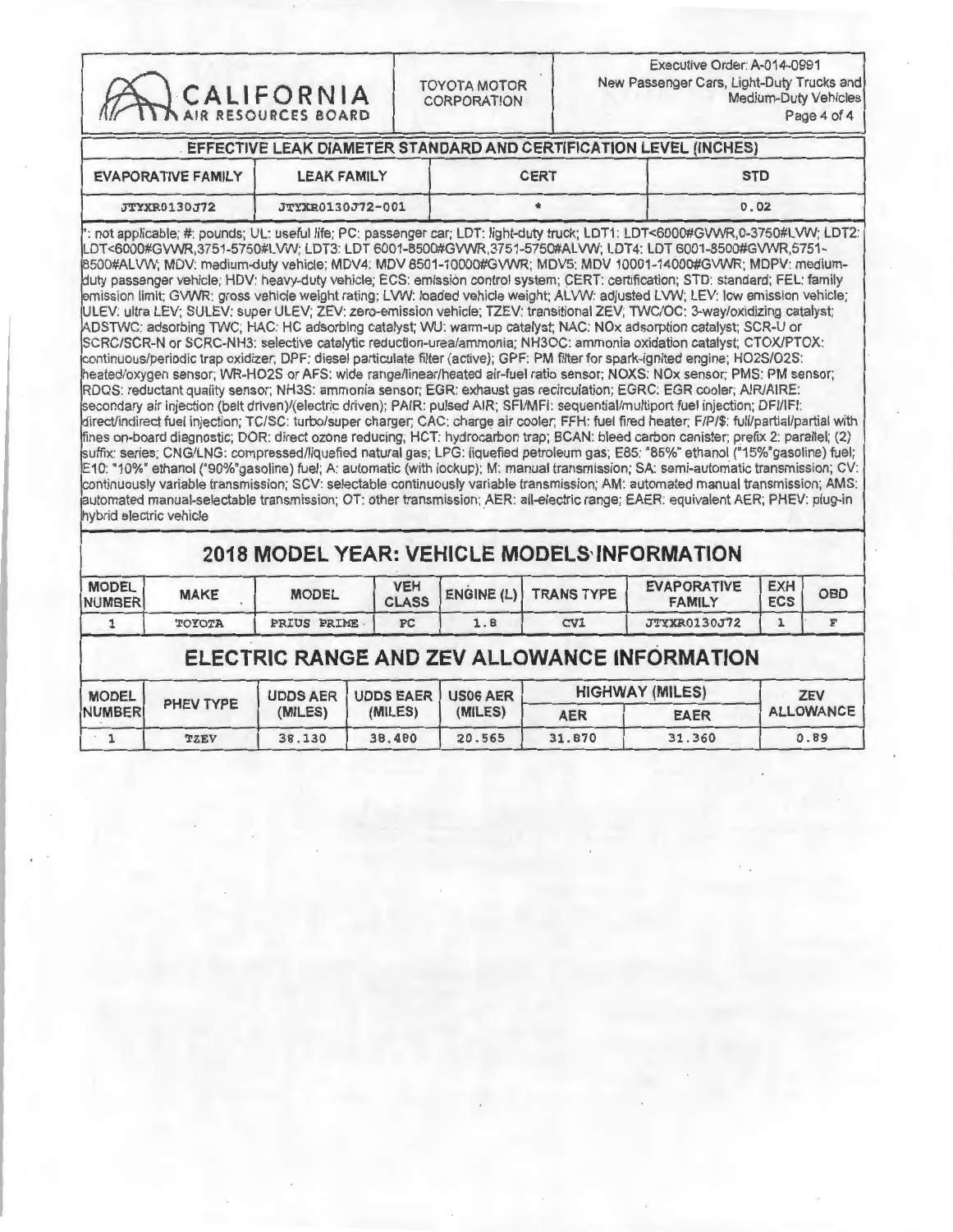CALIFORNIA AIR RESOURCES BOARD

TOYOTA MOTOR CORPORATION

Executive Order: A-014-0991
New Passenger Cars, Light-Duty Trucks and Medium-Duty Vehicles

### EFFECTIVE LEAK DIAMETER STANDARD AND CERTIFICATION LEVEL (INCHES)

| EVAPORATIVE FAMILY | LEAK FAMILY | CERT | STD |
|---|---|---|---|
| JTYXR0130J72 | JTYXR0130J72-001 | * | 0.02 |

*: not applicable; #: pounds; UL: useful life; PC: passenger car; LDT: light-duty truck; LDT1: LDT<6000#GVWR,0-3750#LVW; LDT2: LDT<6000#GVWR,3751-5750#LVW; LDT3: LDT 6001-8500#GVWR,3751-5750#ALVW; LDT4: LDT 6001-8500#GVWR,5751-8500#ALVW; MDV: medium-duty vehicle; MDV4: MDV 8501-10000#GVWR; MDV5: MDV 10001-14000#GVWR; MDPV: medium-duty passenger vehicle; HDV: heavy-duty vehicle; ECS: emission control system; CERT: certification; STD: standard; FEL: family emission limit; GVWR: gross vehicle weight rating; LVW: loaded vehicle weight; ALVW: adjusted LVW; LEV: low emission vehicle; ULEV: ultra LEV; SULEV: super ULEV; ZEV: zero-emission vehicle; TZEV: transitional ZEV; TWC/OC: 3-way/oxidizing catalyst; ADSTWC: adsorbing TWC; HAC: HC adsorbing catalyst; WU: warm-up catalyst; NAC: NOx adsorption catalyst; SCR-U or SCRC/SCR-N or SCRC-NH3: selective catalytic reduction-urea/ammonia; NH3OC: ammonia oxidation catalyst; CTOX/PTOX: continuous/periodic trap oxidizer; DPF: diesel particulate filter (active); GPF: PM filter for spark-ignited engine; HO2S/O2S: heated/oxygen sensor; WR-HO2S or AFS: wide range/linear/heated air-fuel ratio sensor; NOXS: NOx sensor; PMS: PM sensor; RDQS: reductant quality sensor; NH3S: ammonia sensor; EGR: exhaust gas recirculation; EGRC: EGR cooler; AIR/AIRE: secondary air injection (belt driven)/(electric driven); PAIR: pulsed AIR; SFI/MFI: sequential/multiport fuel injection; DFI/IFI: direct/indirect fuel injection; TC/SC: turbo/super charger; CAC: charge air cooler; FFH: fuel fired heater; F/P/$: full/partial/partial with fines on-board diagnostic; DOR: direct ozone reducing; HCT: hydrocarbon trap; BCAN: bleed carbon canister; prefix 2: parallel; (2) suffix: series; CNG/LNG: compressed/liquefied natural gas; LPG: liquefied petroleum gas; E85: "85%" ethanol ("15%"gasoline) fuel; E10: "10%" ethanol ("90%"gasoline) fuel; A: automatic (with lockup); M: manual transmission; SA: semi-automatic transmission; CV: continuously variable transmission; SCV: selectable continuously variable transmission; AM: automated manual transmission; AMS: automated manual-selectable transmission; OT: other transmission; AER: all-electric range; EAER: equivalent AER; PHEV: plug-in hybrid electric vehicle

## 2018 MODEL YEAR: VEHICLE MODELS INFORMATION

| MODEL NUMBER | MAKE | MODEL | VEH CLASS | ENGINE (L) | TRANS TYPE | EVAPORATIVE FAMILY | EXH ECS | OBD |
|---|---|---|---|---|---|---|---|---|
| 1 | TOYOTA | PRIUS PRIME | PC | 1.8 | CV1 | JTYXR0130J72 | 1 | F |

## ELECTRIC RANGE AND ZEV ALLOWANCE INFORMATION

| MODEL NUMBER | PHEV TYPE | UDDS AER (MILES) | UDDS EAER (MILES) | US06 AER (MILES) | HIGHWAY (MILES) | | ZEV ALLOWANCE |
|---|---|---|---|---|---|---|---|
| | | | | | AER | EAER | |
| 1 | TZEV | 38.130 | 38.480 | 20.565 | 31.870 | 31.360 | 0.89 |